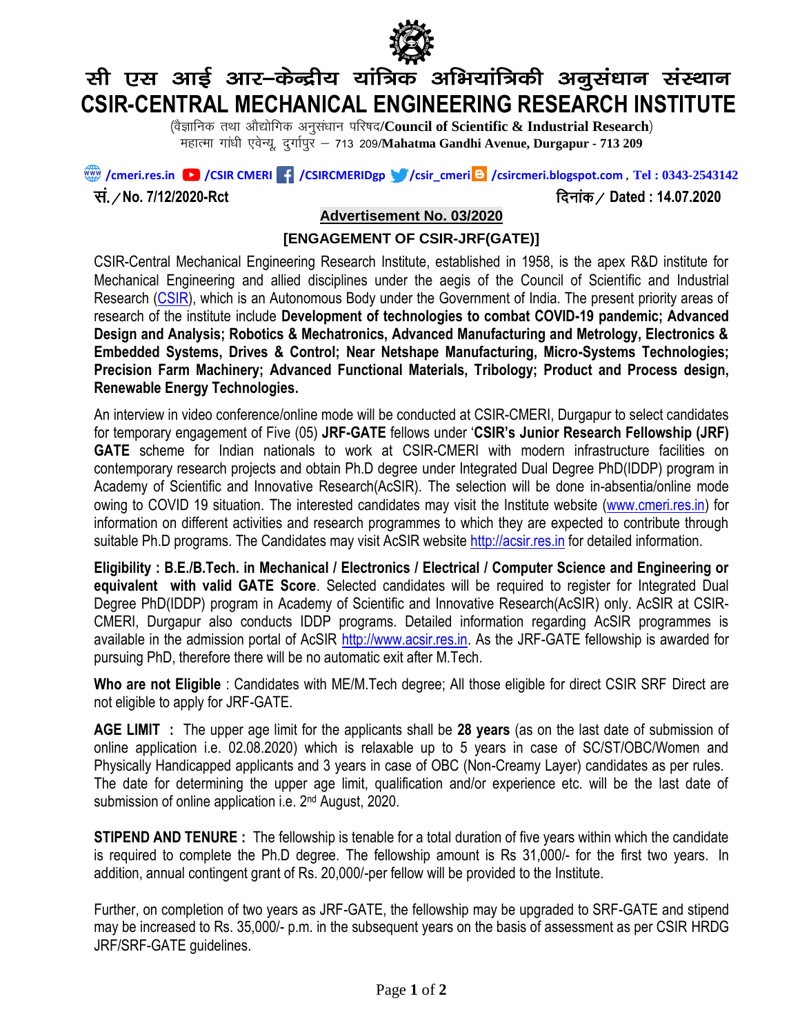# सी एस आई आर–केन्द्रीय यांत्रिक अभियांत्रिकी अनुसंधान संस्थान
# CSIR-CENTRAL MECHANICAL ENGINEERING RESEARCH INSTITUTE

(वैज्ञानिक तथा औद्योगिक अनुसंधान परिषद/**Council of Scientific & Industrial Research**)
महात्मा गांधी एवेन्यू, दुर्गापुर – 713 209/**Mahatma Gandhi Avenue, Durgapur - 713 209**

/cmeri.res.in /CSIR CMERI /CSIRCMERIDgp /csir_cmeri /csircmeri.blogspot.com , **Tel : 0343-2543142**

**सं. / No. 7/12/2020-Rct** **दिनांक / Dated : 14.07.2020**

## Advertisement No. 03/2020

## [ENGAGEMENT OF CSIR-JRF(GATE)]

CSIR-Central Mechanical Engineering Research Institute, established in 1958, is the apex R&D institute for Mechanical Engineering and allied disciplines under the aegis of the Council of Scientific and Industrial Research (CSIR), which is an Autonomous Body under the Government of India. The present priority areas of research of the institute include **Development of technologies to combat COVID-19 pandemic; Advanced Design and Analysis; Robotics & Mechatronics, Advanced Manufacturing and Metrology, Electronics & Embedded Systems, Drives & Control; Near Netshape Manufacturing, Micro-Systems Technologies; Precision Farm Machinery; Advanced Functional Materials, Tribology; Product and Process design, Renewable Energy Technologies.**

An interview in video conference/online mode will be conducted at CSIR-CMERI, Durgapur to select candidates for temporary engagement of Five (05) **JRF-GATE** fellows under '**CSIR's Junior Research Fellowship (JRF) GATE** scheme for Indian nationals to work at CSIR-CMERI with modern infrastructure facilities on contemporary research projects and obtain Ph.D degree under Integrated Dual Degree PhD(IDDP) program in Academy of Scientific and Innovative Research(AcSIR). The selection will be done in-absentia/online mode owing to COVID 19 situation. The interested candidates may visit the Institute website (www.cmeri.res.in) for information on different activities and research programmes to which they are expected to contribute through suitable Ph.D programs. The Candidates may visit AcSIR website http://acsir.res.in for detailed information.

**Eligibility : B.E./B.Tech. in Mechanical / Electronics / Electrical / Computer Science and Engineering or equivalent with valid GATE Score**. Selected candidates will be required to register for Integrated Dual Degree PhD(IDDP) program in Academy of Scientific and Innovative Research(AcSIR) only. AcSIR at CSIR-CMERI, Durgapur also conducts IDDP programs. Detailed information regarding AcSIR programmes is available in the admission portal of AcSIR http://www.acsir.res.in. As the JRF-GATE fellowship is awarded for pursuing PhD, therefore there will be no automatic exit after M.Tech.

**Who are not Eligible** : Candidates with ME/M.Tech degree; All those eligible for direct CSIR SRF Direct are not eligible to apply for JRF-GATE.

**AGE LIMIT :** The upper age limit for the applicants shall be **28 years** (as on the last date of submission of online application i.e. 02.08.2020) which is relaxable up to 5 years in case of SC/ST/OBC/Women and Physically Handicapped applicants and 3 years in case of OBC (Non-Creamy Layer) candidates as per rules. The date for determining the upper age limit, qualification and/or experience etc. will be the last date of submission of online application i.e. 2nd August, 2020.

**STIPEND AND TENURE :** The fellowship is tenable for a total duration of five years within which the candidate is required to complete the Ph.D degree. The fellowship amount is Rs 31,000/- for the first two years. In addition, annual contingent grant of Rs. 20,000/-per fellow will be provided to the Institute.

Further, on completion of two years as JRF-GATE, the fellowship may be upgraded to SRF-GATE and stipend may be increased to Rs. 35,000/- p.m. in the subsequent years on the basis of assessment as per CSIR HRDG JRF/SRF-GATE guidelines.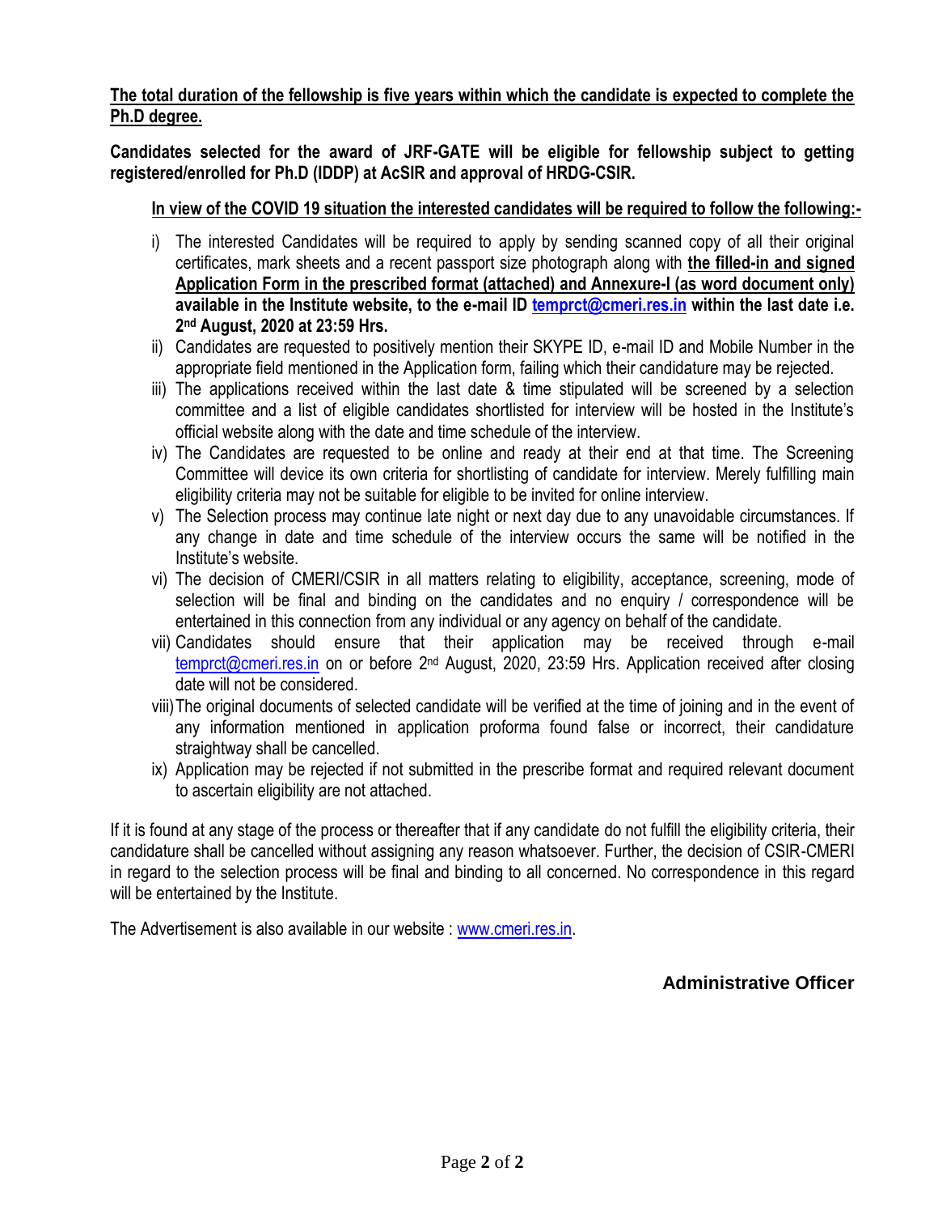**<u>The total duration of the fellowship is five years within which the candidate is expected to complete the Ph.D degree.</u>**

**Candidates selected for the award of JRF-GATE will be eligible for fellowship subject to getting registered/enrolled for Ph.D (IDDP) at AcSIR and approval of HRDG-CSIR.**

**<u>In view of the COVID 19 situation the interested candidates will be required to follow the following:-</u>**

i) The interested Candidates will be required to apply by sending scanned copy of all their original certificates, mark sheets and a recent passport size photograph along with **<u>the filled-in and signed Application Form in the prescribed format (attached) and Annexure-I (as word document only)</u> available in the Institute website, to the e-mail ID <u>temprct@cmeri.res.in</u> within the last date i.e. 2nd August, 2020 at 23:59 Hrs.**
ii) Candidates are requested to positively mention their SKYPE ID, e-mail ID and Mobile Number in the appropriate field mentioned in the Application form, failing which their candidature may be rejected.
iii) The applications received within the last date & time stipulated will be screened by a selection committee and a list of eligible candidates shortlisted for interview will be hosted in the Institute's official website along with the date and time schedule of the interview.
iv) The Candidates are requested to be online and ready at their end at that time. The Screening Committee will device its own criteria for shortlisting of candidate for interview. Merely fulfilling main eligibility criteria may not be suitable for eligible to be invited for online interview.
v) The Selection process may continue late night or next day due to any unavoidable circumstances. If any change in date and time schedule of the interview occurs the same will be notified in the Institute's website.
vi) The decision of CMERI/CSIR in all matters relating to eligibility, acceptance, screening, mode of selection will be final and binding on the candidates and no enquiry / correspondence will be entertained in this connection from any individual or any agency on behalf of the candidate.
vii) Candidates should ensure that their application may be received through e-mail temprct@cmeri.res.in on or before 2nd August, 2020, 23:59 Hrs. Application received after closing date will not be considered.
viii) The original documents of selected candidate will be verified at the time of joining and in the event of any information mentioned in application proforma found false or incorrect, their candidature straightway shall be cancelled.
ix) Application may be rejected if not submitted in the prescribe format and required relevant document to ascertain eligibility are not attached.

If it is found at any stage of the process or thereafter that if any candidate do not fulfill the eligibility criteria, their candidature shall be cancelled without assigning any reason whatsoever. Further, the decision of CSIR-CMERI in regard to the selection process will be final and binding to all concerned. No correspondence in this regard will be entertained by the Institute.

The Advertisement is also available in our website : www.cmeri.res.in.

**Administrative Officer**